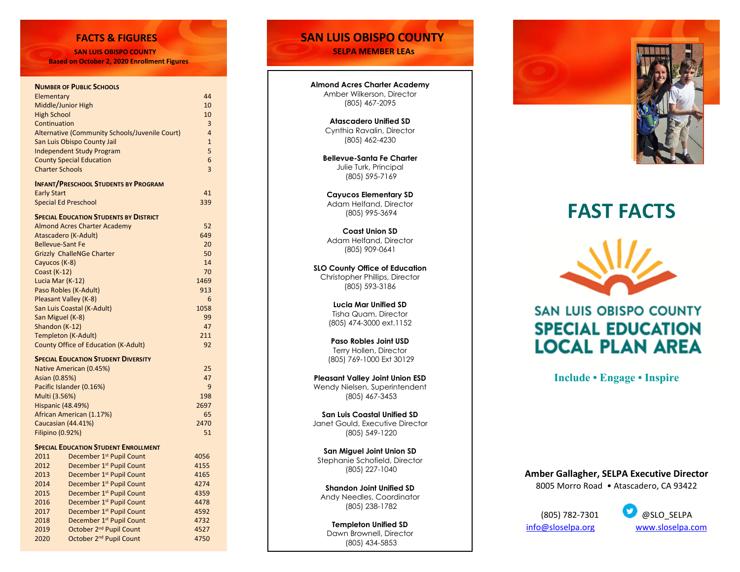## FACTS & FIGURES

**SAN LUIS OBISPO COUNTY**
**Based on October 2, 2020 Enrollment Figures**

| Number of Public Schools | |
|---|---|
| Elementary | 44 |
| Middle/Junior High | 10 |
| High School | 10 |
| Continuation | 3 |
| Alternative (Community Schools/Juvenile Court) | 4 |
| San Luis Obispo County Jail | 1 |
| Independent Study Program | 5 |
| County Special Education | 6 |
| Charter Schools | 3 |

| Infant/Preschool Students by Program | |
|---|---|
| Early Start | 41 |
| Special Ed Preschool | 339 |

| Special Education Students by District | |
|---|---|
| Almond Acres Charter Academy | 52 |
| Atascadero (K-Adult) | 649 |
| Bellevue-Sant Fe | 20 |
| Grizzly ChalleNGe Charter | 50 |
| Cayucos (K-8) | 14 |
| Coast (K-12) | 70 |
| Lucia Mar (K-12) | 1469 |
| Paso Robles (K-Adult) | 913 |
| Pleasant Valley (K-8) | 6 |
| San Luis Coastal (K-Adult) | 1058 |
| San Miguel (K-8) | 99 |
| Shandon (K-12) | 47 |
| Templeton (K-Adult) | 211 |
| County Office of Education (K-Adult) | 92 |

| Special Education Student Diversity | |
|---|---|
| Native American (0.45%) | 25 |
| Asian (0.85%) | 47 |
| Pacific Islander (0.16%) | 9 |
| Multi (3.56%) | 198 |
| Hispanic (48.49%) | 2697 |
| African American (1.17%) | 65 |
| Caucasian (44.41%) | 2470 |
| Filipino (0.92%) | 51 |

| Special Education Student Enrollment | | |
|---|---|---|
| 2011 | December 1st Pupil Count | 4056 |
| 2012 | December 1st Pupil Count | 4155 |
| 2013 | December 1st Pupil Count | 4165 |
| 2014 | December 1st Pupil Count | 4274 |
| 2015 | December 1st Pupil Count | 4359 |
| 2016 | December 1st Pupil Count | 4478 |
| 2017 | December 1st Pupil Count | 4592 |
| 2018 | December 1st Pupil Count | 4732 |
| 2019 | October 2nd Pupil Count | 4527 |
| 2020 | October 2nd Pupil Count | 4750 |

## SAN LUIS OBISPO COUNTY

**SELPA MEMBER LEAs**

**Almond Acres Charter Academy**
Amber Wilkerson, Director
(805) 467-2095

**Atascadero Unified SD**
Cynthia Ravalin, Director
(805) 462-4230

**Bellevue-Santa Fe Charter**
Julie Turk, Principal
(805) 595-7169

**Cayucos Elementary SD**
Adam Helfand, Director
(805) 995-3694

**Coast Union SD**
Adam Helfand, Director
(805) 909-0641

**SLO County Office of Education**
Christopher Phillips, Director
(805) 593-3186

**Lucia Mar Unified SD**
Tisha Quam, Director
(805) 474-3000 ext.1152

**Paso Robles Joint USD**
Terry Hollen, Director
(805) 769-1000 Ext 30129

**Pleasant Valley Joint Union ESD**
Wendy Nielsen, Superintendent
(805) 467-3453

**San Luis Coastal Unified SD**
Janet Gould, Executive Director
(805) 549-1220

**San Miguel Joint Union SD**
Stephanie Schofield, Director
(805) 227-1040

**Shandon Joint Unified SD**
Andy Needles, Coordinator
(805) 238-1782

**Templeton Unified SD**
Dawn Brownell, Director
(805) 434-5853

# FAST FACTS

**SAN LUIS OBISPO COUNTY**
**SPECIAL EDUCATION LOCAL PLAN AREA**

**Include • Engage • Inspire**

**Amber Gallagher, SELPA Executive Director**
8005 Morro Road • Atascadero, CA 93422

(805) 782-7301 @SLO_SELPA
info@sloselpa.org www.sloselpa.com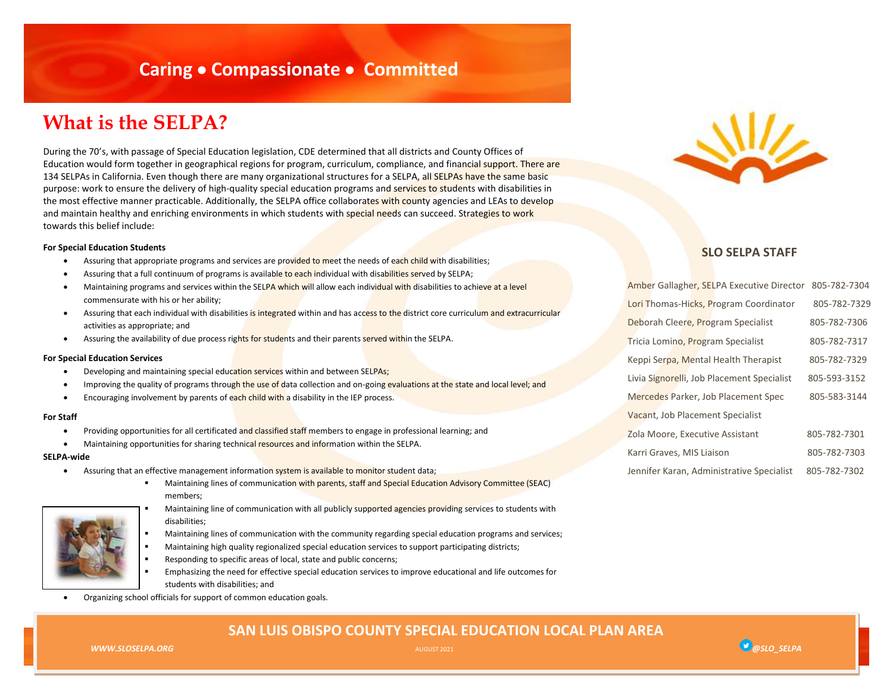## Caring • Compassionate • Committed

# What is the SELPA?

During the 70's, with passage of Special Education legislation, CDE determined that all districts and County Offices of Education would form together in geographical regions for program, curriculum, compliance, and financial support. There are 134 SELPAs in California. Even though there are many organizational structures for a SELPA, all SELPAs have the same basic purpose: work to ensure the delivery of high-quality special education programs and services to students with disabilities in the most effective manner practicable. Additionally, the SELPA office collaborates with county agencies and LEAs to develop and maintain healthy and enriching environments in which students with special needs can succeed. Strategies to work towards this belief include:

**For Special Education Students**

- Assuring that appropriate programs and services are provided to meet the needs of each child with disabilities;
- Assuring that a full continuum of programs is available to each individual with disabilities served by SELPA;
- Maintaining programs and services within the SELPA which will allow each individual with disabilities to achieve at a level commensurate with his or her ability;
- Assuring that each individual with disabilities is integrated within and has access to the district core curriculum and extracurricular activities as appropriate; and
- Assuring the availability of due process rights for students and their parents served within the SELPA.

**For Special Education Services**

- Developing and maintaining special education services within and between SELPAs;
- Improving the quality of programs through the use of data collection and on-going evaluations at the state and local level; and
- Encouraging involvement by parents of each child with a disability in the IEP process.

**For Staff**

- Providing opportunities for all certificated and classified staff members to engage in professional learning; and
- Maintaining opportunities for sharing technical resources and information within the SELPA.

**SELPA-wide**

- Assuring that an effective management information system is available to monitor student data;
  - Maintaining lines of communication with parents, staff and Special Education Advisory Committee (SEAC) members;
  - Maintaining line of communication with all publicly supported agencies providing services to students with disabilities;
  - Maintaining lines of communication with the community regarding special education programs and services;
  - Maintaining high quality regionalized special education services to support participating districts;
  - Responding to specific areas of local, state and public concerns;
  - Emphasizing the need for effective special education services to improve educational and life outcomes for students with disabilities; and
- Organizing school officials for support of common education goals.

## SLO SELPA STAFF

| | |
|---|---|
| Amber Gallagher, SELPA Executive Director | 805-782-7304 |
| Lori Thomas-Hicks, Program Coordinator | 805-782-7329 |
| Deborah Cleere, Program Specialist | 805-782-7306 |
| Tricia Lomino, Program Specialist | 805-782-7317 |
| Keppi Serpa, Mental Health Therapist | 805-782-7329 |
| Livia Signorelli, Job Placement Specialist | 805-593-3152 |
| Mercedes Parker, Job Placement Spec | 805-583-3144 |
| Vacant, Job Placement Specialist | |
| Zola Moore, Executive Assistant | 805-782-7301 |
| Karri Graves, MIS Liaison | 805-782-7303 |
| Jennifer Karan, Administrative Specialist | 805-782-7302 |

**SAN LUIS OBISPO COUNTY SPECIAL EDUCATION LOCAL PLAN AREA**

*WWW.SLOSELPA.ORG* AUGUST 2021 *@SLO_SELPA*